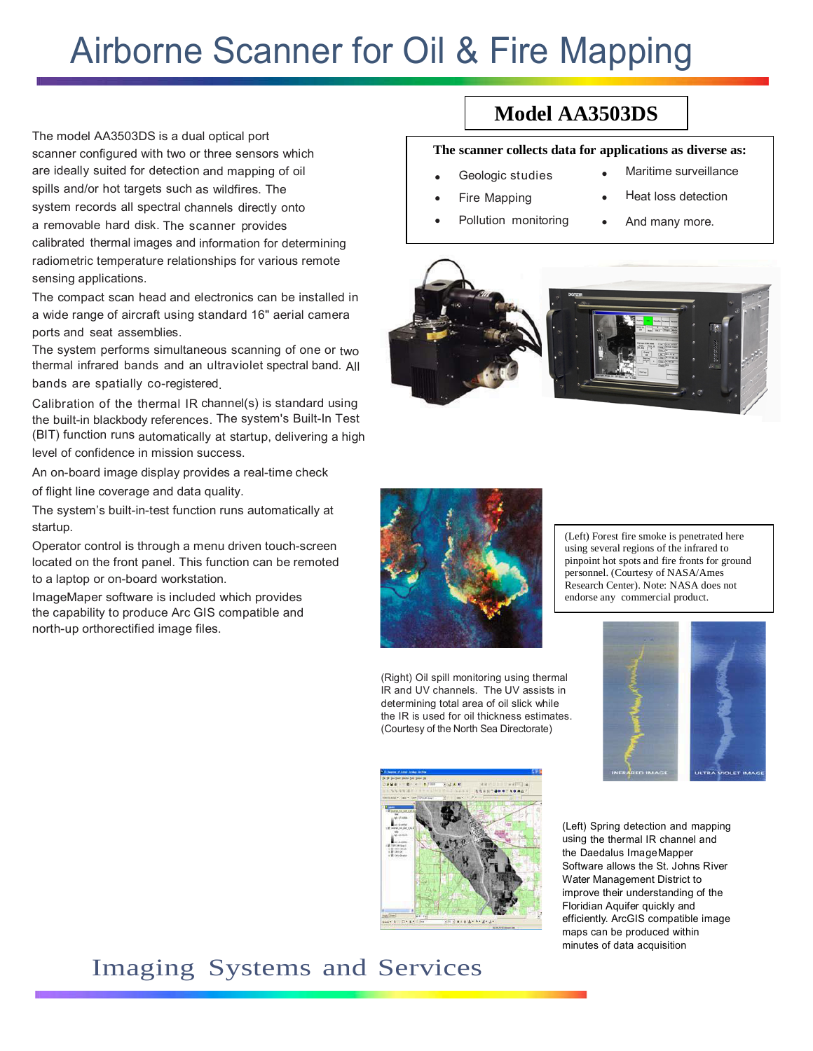# Airborne Scanner for Oil & Fire Mapping

## Model AA3503DS

The model AA3503DS is a dual optical port scanner configured with two or three sensors which are ideally suited for detection and mapping of oil spills and/or hot targets such as wildfires. The system records all spectral channels directly onto a removable hard disk. The scanner provides calibrated thermal images and information for determining radiometric temperature relationships for various remote sensing applications.

The compact scan head and electronics can be installed in a wide range of aircraft using standard 16" aerial camera ports and seat assemblies.

The system performs simultaneous scanning of one or two thermal infrared bands and an ultraviolet spectral band. All bands are spatially co-registered.

Calibration of the thermal IR channel(s) is standard using the built-in blackbody references. The system's Built-In Test (BIT) function runs automatically at startup, delivering a high level of confidence in mission success.

An on-board image display provides a real-time check of flight line coverage and data quality.

The system's built-in-test function runs automatically at startup.

Operator control is through a menu driven touch-screen located on the front panel. This function can be remoted to a laptop or on-board workstation.

ImageMaper software is included which provides the capability to produce Arc GIS compatible and north-up orthorectified image files.

**The scanner collects data for applications as diverse as:**

- Geologic studies
- Fire Mapping
- Pollution monitoring
- Maritime surveillance
- Heat loss detection
- And many more.

(Left) Forest fire smoke is penetrated here using several regions of the infrared to pinpoint hot spots and fire fronts for ground personnel. (Courtesy of NASA/Ames Research Center). Note: NASA does not endorse any commercial product.

(Right) Oil spill monitoring using thermal IR and UV channels. The UV assists in determining total area of oil slick while the IR is used for oil thickness estimates. (Courtesy of the North Sea Directorate)

(Left) Spring detection and mapping using the thermal IR channel and the Daedalus ImageMapper Software allows the St. Johns River Water Management District to improve their understanding of the Floridian Aquifer quickly and efficiently. ArcGIS compatible image maps can be produced within minutes of data acquisition

Imaging Systems and Services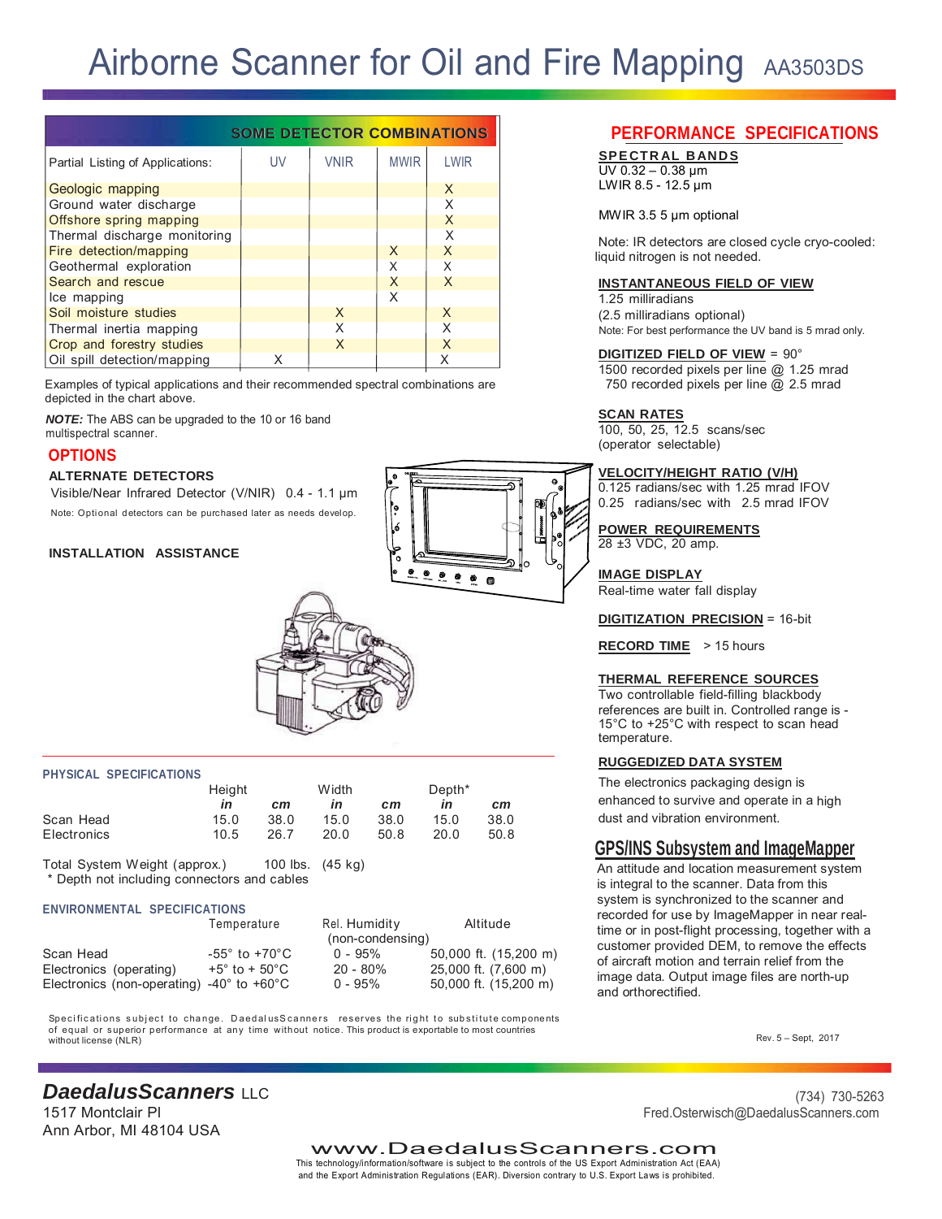# Airborne Scanner for Oil and Fire Mapping AA3503DS

## SOME DETECTOR COMBINATIONS

| Partial Listing of Applications: | UV | VNIR | MWIR | LWIR |
|---|---|---|---|---|
| Geologic mapping | | | | X |
| Ground water discharge | | | | X |
| Offshore spring mapping | | | | X |
| Thermal discharge monitoring | | | | X |
| Fire detection/mapping | | | X | X |
| Geothermal exploration | | | X | X |
| Search and rescue | | | X | X |
| Ice mapping | | | X | |
| Soil moisture studies | | X | | X |
| Thermal inertia mapping | | X | | X |
| Crop and forestry studies | | X | | X |
| Oil spill detection/mapping | X | | | X |

Examples of typical applications and their recommended spectral combinations are depicted in the chart above.

***NOTE:*** The ABS can be upgraded to the 10 or 16 band multispectral scanner.

## OPTIONS

**ALTERNATE DETECTORS**

Visible/Near Infrared Detector (V/NIR) 0.4 - 1.1 µm

Note: Optional detectors can be purchased later as needs develop.

**INSTALLATION ASSISTANCE**

## PERFORMANCE SPECIFICATIONS

**SPECTRAL BANDS**

UV 0.32 – 0.38 µm
LWIR 8.5 - 12.5 µm

MWIR 3.5 5 µm optional

Note: IR detectors are closed cycle cryo-cooled: liquid nitrogen is not needed.

**INSTANTANEOUS FIELD OF VIEW**

1.25 milliradians
(2.5 milliradians optional)
Note: For best performance the UV band is 5 mrad only.

**DIGITIZED FIELD OF VIEW** = 90°

1500 recorded pixels per line @ 1.25 mrad
750 recorded pixels per line @ 2.5 mrad

**SCAN RATES**

100, 50, 25, 12.5 scans/sec
(operator selectable)

**VELOCITY/HEIGHT RATIO (V/H)**

0.125 radians/sec with 1.25 mrad IFOV
0.25 radians/sec with 2.5 mrad IFOV

**POWER REQUIREMENTS**

28 ±3 VDC, 20 amp.

**IMAGE DISPLAY**

Real-time water fall display

**DIGITIZATION PRECISION** = 16-bit

**RECORD TIME** > 15 hours

**THERMAL REFERENCE SOURCES**

Two controllable field-filling blackbody references are built in. Controlled range is -15°C to +25°C with respect to scan head temperature.

**RUGGEDIZED DATA SYSTEM**

The electronics packaging design is enhanced to survive and operate in a high dust and vibration environment.

## GPS/INS Subsystem and ImageMapper

An attitude and location measurement system is integral to the scanner. Data from this system is synchronized to the scanner and recorded for use by ImageMapper in near real-time or in post-flight processing, together with a customer provided DEM, to remove the effects of aircraft motion and terrain relief from the image data. Output image files are north-up and orthorectified.

## PHYSICAL SPECIFICATIONS

| | Height in | Height cm | Width in | Width cm | Depth* in | Depth* cm |
|---|---|---|---|---|---|---|
| Scan Head | 15.0 | 38.0 | 15.0 | 38.0 | 15.0 | 38.0 |
| Electronics | 10.5 | 26.7 | 20.0 | 50.8 | 20.0 | 50.8 |

Total System Weight (approx.) 100 lbs. (45 kg)
\* Depth not including connectors and cables

## ENVIRONMENTAL SPECIFICATIONS

| | Temperature | Rel. Humidity (non-condensing) | Altitude |
|---|---|---|---|
| Scan Head | -55° to +70°C | 0 - 95% | 50,000 ft. (15,200 m) |
| Electronics (operating) | +5° to + 50°C | 20 - 80% | 25,000 ft. (7,600 m) |
| Electronics (non-operating) | -40° to +60°C | 0 - 95% | 50,000 ft. (15,200 m) |

Specifications subject to change. DaedalusScanners reserves the right to substitute components of equal or superior performance at any time without notice. This product is exportable to most countries without license (NLR)

Rev. 5 – Sept, 2017

***DaedalusScanners*** LLC
1517 Montclair Pl
Ann Arbor, MI 48104 USA

(734) 730-5263
Fred.Osterwisch@DaedalusScanners.com

www.DaedalusScanners.com

This technology/information/software is subject to the controls of the US Export Administration Act (EAA) and the Export Administration Regulations (EAR). Diversion contrary to U.S. Export Laws is prohibited.